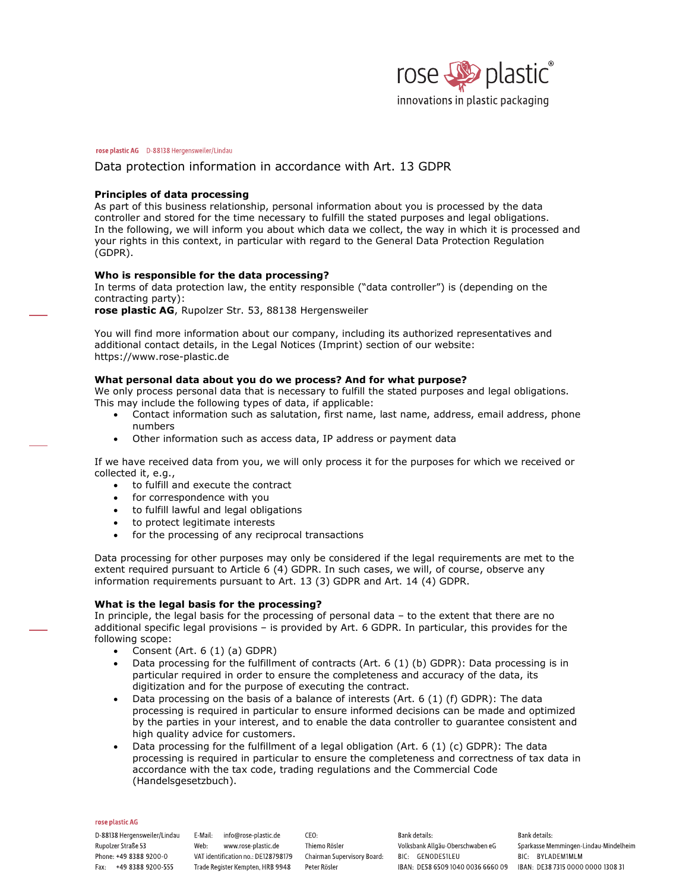rose plastic AG D-88138 Hergensweiler/Lindau

# Data protection information in accordance with Art. 13 GDPR

**Principles of data processing**

As part of this business relationship, personal information about you is processed by the data controller and stored for the time necessary to fulfill the stated purposes and legal obligations. In the following, we will inform you about which data we collect, the way in which it is processed and your rights in this context, in particular with regard to the General Data Protection Regulation (GDPR).

**Who is responsible for the data processing?**

In terms of data protection law, the entity responsible ("data controller") is (depending on the contracting party):

**rose plastic AG**, Rupolzer Str. 53, 88138 Hergensweiler

You will find more information about our company, including its authorized representatives and additional contact details, in the Legal Notices (Imprint) section of our website: https://www.rose-plastic.de

**What personal data about you do we process? And for what purpose?**

We only process personal data that is necessary to fulfill the stated purposes and legal obligations. This may include the following types of data, if applicable:

- Contact information such as salutation, first name, last name, address, email address, phone numbers
- Other information such as access data, IP address or payment data

If we have received data from you, we will only process it for the purposes for which we received or collected it, e.g.,

- to fulfill and execute the contract
- for correspondence with you
- to fulfill lawful and legal obligations
- to protect legitimate interests
- for the processing of any reciprocal transactions

Data processing for other purposes may only be considered if the legal requirements are met to the extent required pursuant to Article 6 (4) GDPR. In such cases, we will, of course, observe any information requirements pursuant to Art. 13 (3) GDPR and Art. 14 (4) GDPR.

**What is the legal basis for the processing?**

In principle, the legal basis for the processing of personal data – to the extent that there are no additional specific legal provisions – is provided by Art. 6 GDPR. In particular, this provides for the following scope:

- Consent (Art. 6 (1) (a) GDPR)
- Data processing for the fulfillment of contracts (Art. 6 (1) (b) GDPR): Data processing is in particular required in order to ensure the completeness and accuracy of the data, its digitization and for the purpose of executing the contract.
- Data processing on the basis of a balance of interests (Art. 6 (1) (f) GDPR): The data processing is required in particular to ensure informed decisions can be made and optimized by the parties in your interest, and to enable the data controller to guarantee consistent and high quality advice for customers.
- Data processing for the fulfillment of a legal obligation (Art. 6 (1) (c) GDPR): The data processing is required in particular to ensure the completeness and correctness of tax data in accordance with the tax code, trading regulations and the Commercial Code (Handelsgesetzbuch).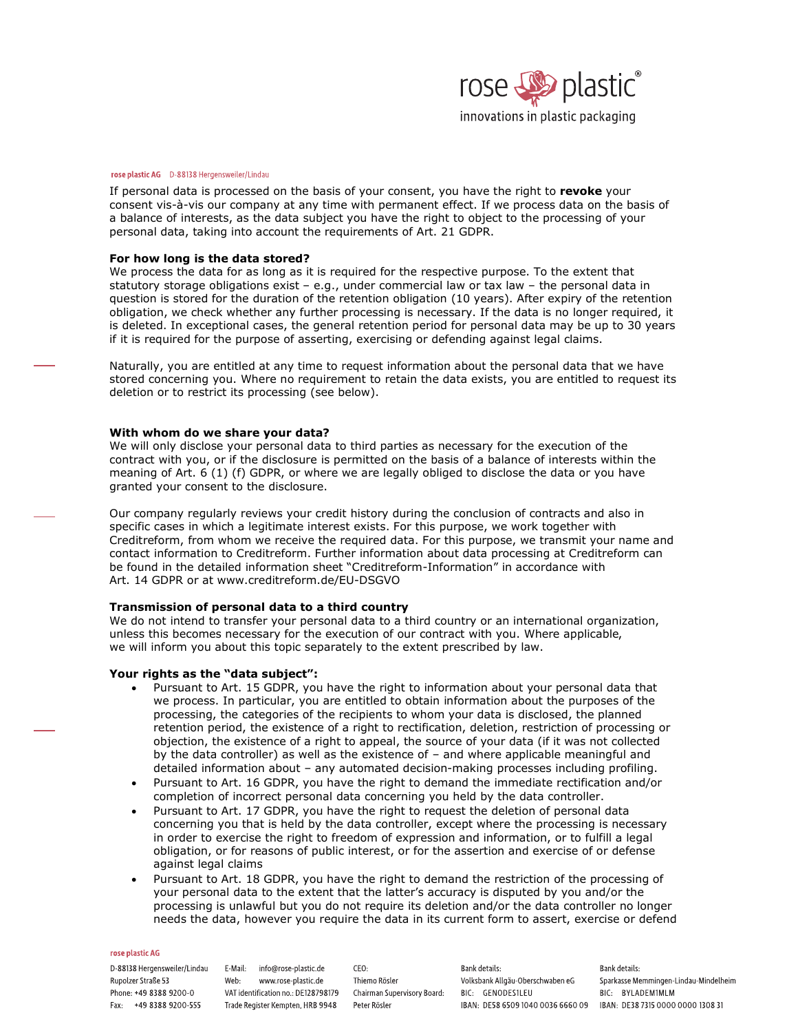If personal data is processed on the basis of your consent, you have the right to **revoke** your consent vis-à-vis our company at any time with permanent effect. If we process data on the basis of a balance of interests, as the data subject you have the right to object to the processing of your personal data, taking into account the requirements of Art. 21 GDPR.

**For how long is the data stored?**
We process the data for as long as it is required for the respective purpose. To the extent that statutory storage obligations exist – e.g., under commercial law or tax law – the personal data in question is stored for the duration of the retention obligation (10 years). After expiry of the retention obligation, we check whether any further processing is necessary. If the data is no longer required, it is deleted. In exceptional cases, the general retention period for personal data may be up to 30 years if it is required for the purpose of asserting, exercising or defending against legal claims.

Naturally, you are entitled at any time to request information about the personal data that we have stored concerning you. Where no requirement to retain the data exists, you are entitled to request its deletion or to restrict its processing (see below).

**With whom do we share your data?**
We will only disclose your personal data to third parties as necessary for the execution of the contract with you, or if the disclosure is permitted on the basis of a balance of interests within the meaning of Art. 6 (1) (f) GDPR, or where we are legally obliged to disclose the data or you have granted your consent to the disclosure.

Our company regularly reviews your credit history during the conclusion of contracts and also in specific cases in which a legitimate interest exists. For this purpose, we work together with Creditreform, from whom we receive the required data. For this purpose, we transmit your name and contact information to Creditreform. Further information about data processing at Creditreform can be found in the detailed information sheet "Creditreform-Information" in accordance with Art. 14 GDPR or at www.creditreform.de/EU-DSGVO

**Transmission of personal data to a third country**
We do not intend to transfer your personal data to a third country or an international organization, unless this becomes necessary for the execution of our contract with you. Where applicable, we will inform you about this topic separately to the extent prescribed by law.

**Your rights as the "data subject":**

- Pursuant to Art. 15 GDPR, you have the right to information about your personal data that we process. In particular, you are entitled to obtain information about the purposes of the processing, the categories of the recipients to whom your data is disclosed, the planned retention period, the existence of a right to rectification, deletion, restriction of processing or objection, the existence of a right to appeal, the source of your data (if it was not collected by the data controller) as well as the existence of – and where applicable meaningful and detailed information about – any automated decision-making processes including profiling.
- Pursuant to Art. 16 GDPR, you have the right to demand the immediate rectification and/or completion of incorrect personal data concerning you held by the data controller.
- Pursuant to Art. 17 GDPR, you have the right to request the deletion of personal data concerning you that is held by the data controller, except where the processing is necessary in order to exercise the right to freedom of expression and information, or to fulfill a legal obligation, or for reasons of public interest, or for the assertion and exercise of or defense against legal claims
- Pursuant to Art. 18 GDPR, you have the right to demand the restriction of the processing of your personal data to the extent that the latter's accuracy is disputed by you and/or the processing is unlawful but you do not require its deletion and/or the data controller no longer needs the data, however you require the data in its current form to assert, exercise or defend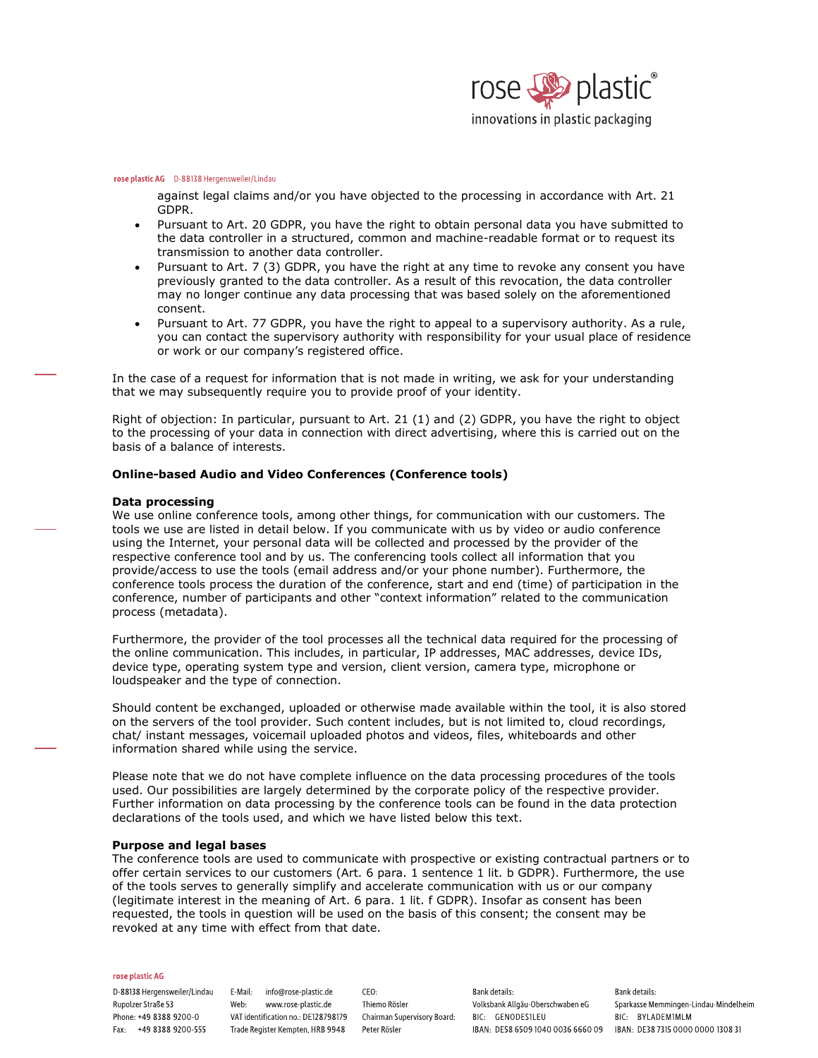against legal claims and/or you have objected to the processing in accordance with Art. 21 GDPR.

- Pursuant to Art. 20 GDPR, you have the right to obtain personal data you have submitted to the data controller in a structured, common and machine-readable format or to request its transmission to another data controller.
- Pursuant to Art. 7 (3) GDPR, you have the right at any time to revoke any consent you have previously granted to the data controller. As a result of this revocation, the data controller may no longer continue any data processing that was based solely on the aforementioned consent.
- Pursuant to Art. 77 GDPR, you have the right to appeal to a supervisory authority. As a rule, you can contact the supervisory authority with responsibility for your usual place of residence or work or our company's registered office.

In the case of a request for information that is not made in writing, we ask for your understanding that we may subsequently require you to provide proof of your identity.

Right of objection: In particular, pursuant to Art. 21 (1) and (2) GDPR, you have the right to object to the processing of your data in connection with direct advertising, where this is carried out on the basis of a balance of interests.

**Online-based Audio and Video Conferences (Conference tools)**

**Data processing**

We use online conference tools, among other things, for communication with our customers. The tools we use are listed in detail below. If you communicate with us by video or audio conference using the Internet, your personal data will be collected and processed by the provider of the respective conference tool and by us. The conferencing tools collect all information that you provide/access to use the tools (email address and/or your phone number). Furthermore, the conference tools process the duration of the conference, start and end (time) of participation in the conference, number of participants and other "context information" related to the communication process (metadata).

Furthermore, the provider of the tool processes all the technical data required for the processing of the online communication. This includes, in particular, IP addresses, MAC addresses, device IDs, device type, operating system type and version, client version, camera type, microphone or loudspeaker and the type of connection.

Should content be exchanged, uploaded or otherwise made available within the tool, it is also stored on the servers of the tool provider. Such content includes, but is not limited to, cloud recordings, chat/ instant messages, voicemail uploaded photos and videos, files, whiteboards and other information shared while using the service.

Please note that we do not have complete influence on the data processing procedures of the tools used. Our possibilities are largely determined by the corporate policy of the respective provider. Further information on data processing by the conference tools can be found in the data protection declarations of the tools used, and which we have listed below this text.

**Purpose and legal bases**

The conference tools are used to communicate with prospective or existing contractual partners or to offer certain services to our customers (Art. 6 para. 1 sentence 1 lit. b GDPR). Furthermore, the use of the tools serves to generally simplify and accelerate communication with us or our company (legitimate interest in the meaning of Art. 6 para. 1 lit. f GDPR). Insofar as consent has been requested, the tools in question will be used on the basis of this consent; the consent may be revoked at any time with effect from that date.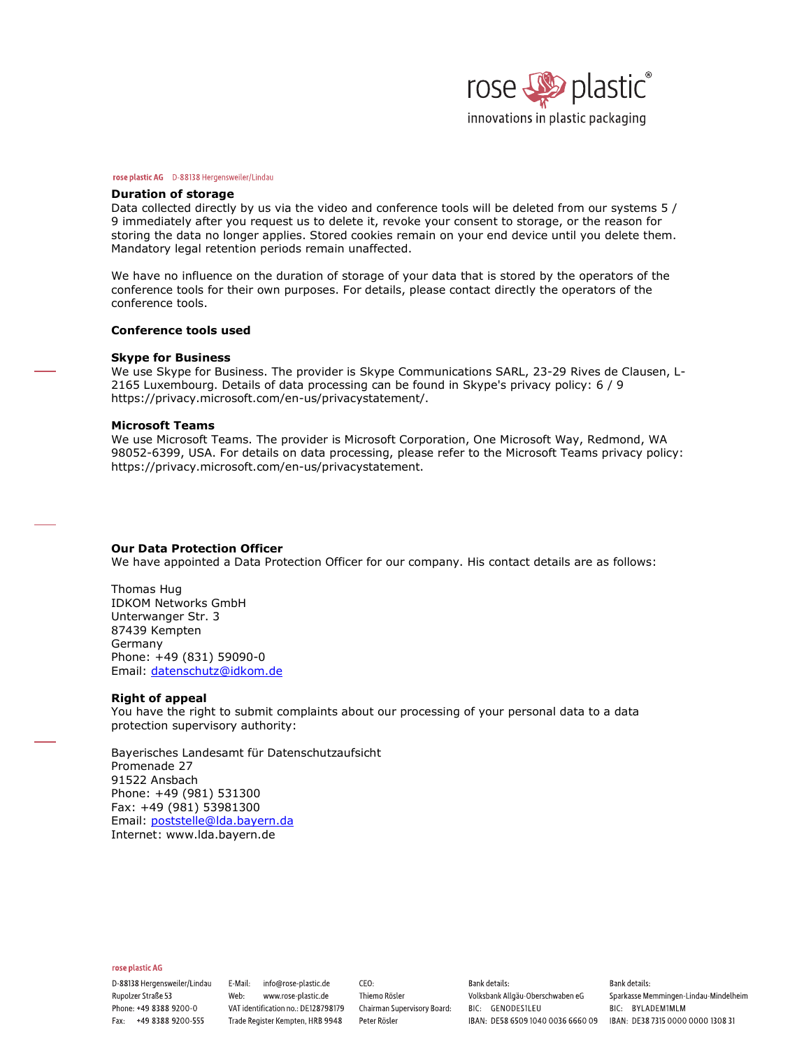rose plastic AG D-88138 Hergensweiler/Lindau

**Duration of storage**
Data collected directly by us via the video and conference tools will be deleted from our systems 5 / 9 immediately after you request us to delete it, revoke your consent to storage, or the reason for storing the data no longer applies. Stored cookies remain on your end device until you delete them. Mandatory legal retention periods remain unaffected.

We have no influence on the duration of storage of your data that is stored by the operators of the conference tools for their own purposes. For details, please contact directly the operators of the conference tools.

**Conference tools used**

**Skype for Business**
We use Skype for Business. The provider is Skype Communications SARL, 23-29 Rives de Clausen, L-2165 Luxembourg. Details of data processing can be found in Skype's privacy policy: 6 / 9 https://privacy.microsoft.com/en-us/privacystatement/.

**Microsoft Teams**
We use Microsoft Teams. The provider is Microsoft Corporation, One Microsoft Way, Redmond, WA 98052-6399, USA. For details on data processing, please refer to the Microsoft Teams privacy policy: https://privacy.microsoft.com/en-us/privacystatement.

**Our Data Protection Officer**
We have appointed a Data Protection Officer for our company. His contact details are as follows:

Thomas Hug
IDKOM Networks GmbH
Unterwanger Str. 3
87439 Kempten
Germany
Phone: +49 (831) 59090-0
Email: datenschutz@idkom.de

**Right of appeal**
You have the right to submit complaints about our processing of your personal data to a data protection supervisory authority:

Bayerisches Landesamt für Datenschutzaufsicht
Promenade 27
91522 Ansbach
Phone: +49 (981) 531300
Fax: +49 (981) 53981300
Email: poststelle@lda.bayern.da
Internet: www.lda.bayern.de